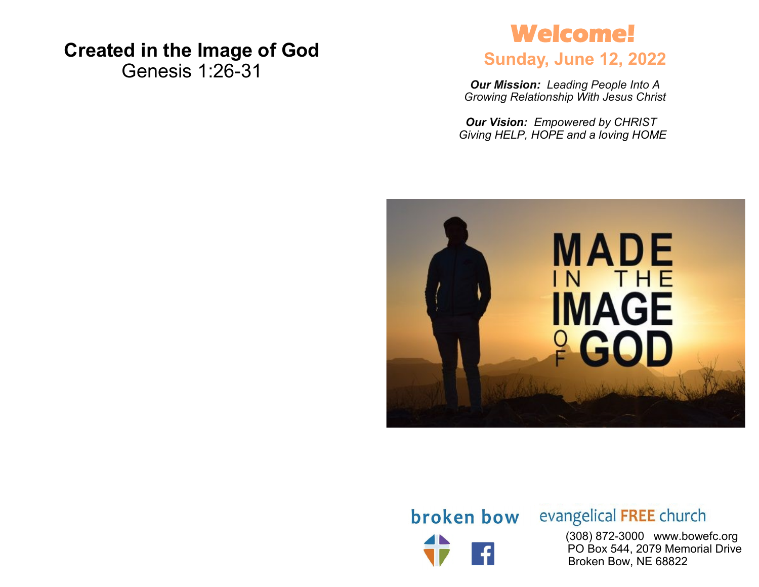# Created in the Image of God

Genesis 1:26-31

# Welcome!

## Sunday, June 12, 2022

***Our Mission:*** *Leading People Into A Growing Relationship With Jesus Christ*

***Our Vision:*** *Empowered by CHRIST Giving HELP, HOPE and a loving HOME*

broken bow evangelical FREE church

(308) 872-3000 www.bowefc.org
PO Box 544, 2079 Memorial Drive
Broken Bow, NE 68822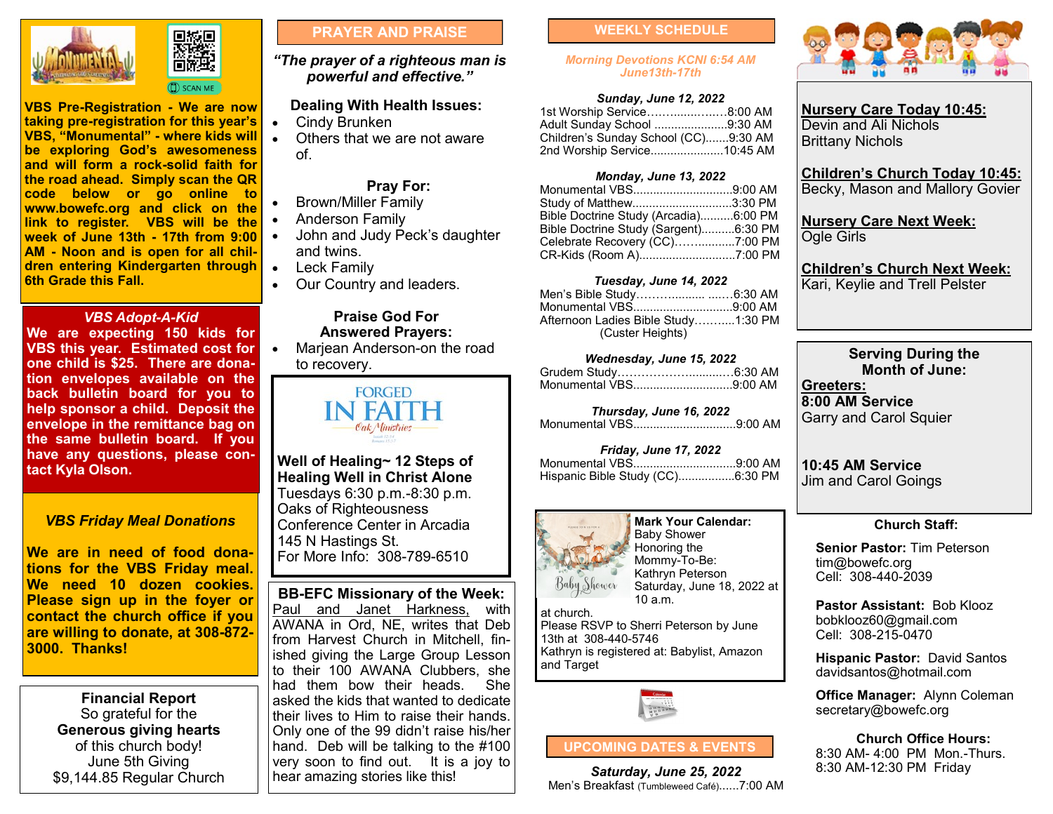**VBS Pre-Registration - We are now taking pre-registration for this year's VBS, "Monumental" - where kids will be exploring God's awesomeness and will form a rock-solid faith for the road ahead. Simply scan the QR code below or go online to www.bowefc.org and click on the link to register. VBS will be the week of June 13th - 17th from 9:00 AM - Noon and is open for all children entering Kindergarten through 6th Grade this Fall.**

SCAN ME

### *VBS Adopt-A-Kid*

**We are expecting 150 kids for VBS this year. Estimated cost for one child is $25. There are donation envelopes available on the back bulletin board for you to help sponsor a child. Deposit the envelope in the remittance bag on the same bulletin board. If you have any questions, please contact Kyla Olson.**

### *VBS Friday Meal Donations*

**We are in need of food donations for the VBS Friday meal. We need 10 dozen cookies. Please sign up in the foyer or contact the church office if you are willing to donate, at 308-872-3000. Thanks!**

**Financial Report**
So grateful for the
**Generous giving hearts**
of this church body!
June 5th Giving
$9,144.85 Regular Church

## PRAYER AND PRAISE

***"The prayer of a righteous man is powerful and effective."***

**Dealing With Health Issues:**

- Cindy Brunken
- Others that we are not aware of.

**Pray For:**

- Brown/Miller Family
- Anderson Family
- John and Judy Peck's daughter and twins.
- Leck Family
- Our Country and leaders.

**Praise God For Answered Prayers:**

- Marjean Anderson-on the road to recovery.

FORGED IN FAITH
Oak Ministries

**Well of Healing~ 12 Steps of Healing Well in Christ Alone**
Tuesdays 6:30 p.m.-8:30 p.m.
Oaks of Righteousness
Conference Center in Arcadia
145 N Hastings St.
For More Info: 308-789-6510

**BB-EFC Missionary of the Week:** Paul and Janet Harkness, with AWANA in Ord, NE, writes that Deb from Harvest Church in Mitchell, finished giving the Large Group Lesson to their 100 AWANA Clubbers, she had them bow their heads. She asked the kids that wanted to dedicate their lives to Him to raise their hands. Only one of the 99 didn't raise his/her hand. Deb will be talking to the #100 very soon to find out. It is a joy to hear amazing stories like this!

## WEEKLY SCHEDULE

*Morning Devotions KCNI 6:54 AM*
*June13th-17th*

***Sunday, June 12, 2022***
1st Worship Service……..........……8:00 AM
Adult Sunday School ......................9:30 AM
Children's Sunday School (CC).......9:30 AM
2nd Worship Service......................10:45 AM

***Monday, June 13, 2022***
Monumental VBS..............................9:00 AM
Study of Matthew..............................3:30 PM
Bible Doctrine Study (Arcadia)..........6:00 PM
Bible Doctrine Study (Sargent)..........6:30 PM
Celebrate Recovery (CC)……...........7:00 PM
CR-Kids (Room A)............................7:00 PM

***Tuesday, June 14, 2022***
Men's Bible Study……........... .......6:30 AM
Monumental VBS..............................9:00 AM
Afternoon Ladies Bible Study……....1:30 PM
(Custer Heights)

***Wednesday, June 15, 2022***
Grudem Study.……………...............6:30 AM
Monumental VBS..............................9:00 AM

***Thursday, June 16, 2022***
Monumental VBS...............................9:00 AM

***Friday, June 17, 2022***
Monumental VBS...............................9:00 AM
Hispanic Bible Study (CC).................6:30 PM

**Mark Your Calendar:**
Baby Shower
Honoring the Mommy-To-Be:
Kathryn Peterson
Saturday, June 18, 2022 at 10 a.m. at church.
Please RSVP to Sherri Peterson by June 13th at 308-440-5746
Kathryn is registered at: Babylist, Amazon and Target

## UPCOMING DATES & EVENTS

***Saturday, June 25, 2022***
Men's Breakfast (Tumbleweed Café)......7:00 AM

**Nursery Care Today 10:45:**
Devin and Ali Nichols
Brittany Nichols

**Children's Church Today 10:45:**
Becky, Mason and Mallory Govier

**Nursery Care Next Week:**
Ogle Girls

**Children's Church Next Week:**
Kari, Keylie and Trell Pelster

**Serving During the Month of June:**

**Greeters:**

**8:00 AM Service**
Garry and Carol Squier

**10:45 AM Service**
Jim and Carol Goings

**Church Staff:**

**Senior Pastor:** Tim Peterson
tim@bowefc.org
Cell: 308-440-2039

**Pastor Assistant:** Bob Klooz
bobklooz60@gmail.com
Cell: 308-215-0470

**Hispanic Pastor:** David Santos
davidsantos@hotmail.com

**Office Manager:** Alynn Coleman
secretary@bowefc.org

**Church Office Hours:**
8:30 AM- 4:00 PM Mon.-Thurs.
8:30 AM-12:30 PM Friday